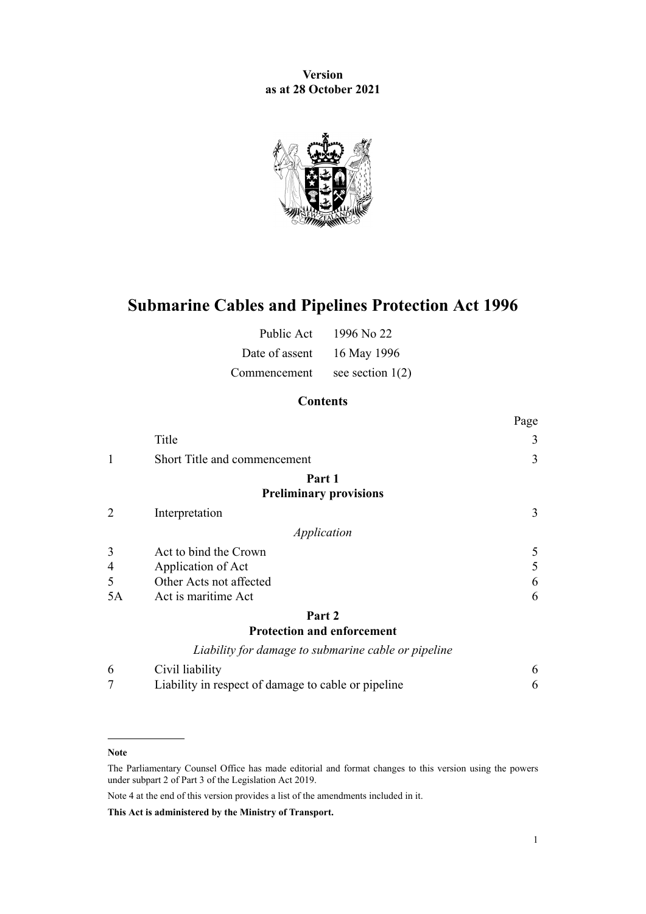**Version**
**as at 28 October 2021**

# Submarine Cables and Pipelines Protection Act 1996

| | |
|---|---|
| Public Act | 1996 No 22 |
| Date of assent | 16 May 1996 |
| Commencement | see section 1(2) |

## Contents

| | | Page |
|---|---|---|
| | Title | 3 |
| 1 | Short Title and commencement | 3 |
| | **Part 1** **Preliminary provisions** | |
| 2 | Interpretation | 3 |
| | *Application* | |
| 3 | Act to bind the Crown | 5 |
| 4 | Application of Act | 5 |
| 5 | Other Acts not affected | 6 |
| 5A | Act is maritime Act | 6 |
| | **Part 2** **Protection and enforcement** | |
| | *Liability for damage to submarine cable or pipeline* | |
| 6 | Civil liability | 6 |
| 7 | Liability in respect of damage to cable or pipeline | 6 |

**Note**

The Parliamentary Counsel Office has made editorial and format changes to this version using the powers under subpart 2 of Part 3 of the Legislation Act 2019.

Note 4 at the end of this version provides a list of the amendments included in it.

**This Act is administered by the Ministry of Transport.**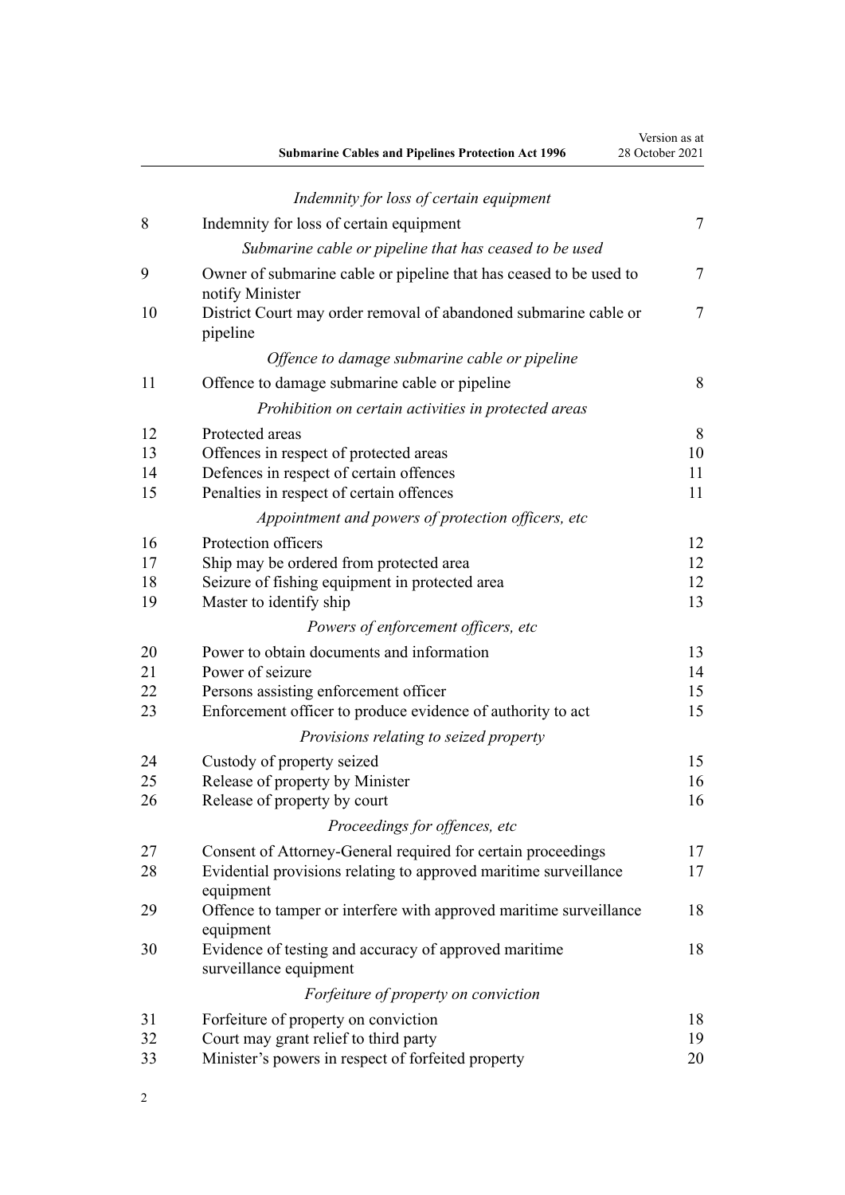*Indemnity for loss of certain equipment*

| | | |
|---|---|---|
| 8 | Indemnity for loss of certain equipment | 7 |

*Submarine cable or pipeline that has ceased to be used*

| | | |
|---|---|---|
| 9 | Owner of submarine cable or pipeline that has ceased to be used to notify Minister | 7 |
| 10 | District Court may order removal of abandoned submarine cable or pipeline | 7 |

*Offence to damage submarine cable or pipeline*

| | | |
|---|---|---|
| 11 | Offence to damage submarine cable or pipeline | 8 |

*Prohibition on certain activities in protected areas*

| | | |
|---|---|---|
| 12 | Protected areas | 8 |
| 13 | Offences in respect of protected areas | 10 |
| 14 | Defences in respect of certain offences | 11 |
| 15 | Penalties in respect of certain offences | 11 |

*Appointment and powers of protection officers, etc*

| | | |
|---|---|---|
| 16 | Protection officers | 12 |
| 17 | Ship may be ordered from protected area | 12 |
| 18 | Seizure of fishing equipment in protected area | 12 |
| 19 | Master to identify ship | 13 |

*Powers of enforcement officers, etc*

| | | |
|---|---|---|
| 20 | Power to obtain documents and information | 13 |
| 21 | Power of seizure | 14 |
| 22 | Persons assisting enforcement officer | 15 |
| 23 | Enforcement officer to produce evidence of authority to act | 15 |

*Provisions relating to seized property*

| | | |
|---|---|---|
| 24 | Custody of property seized | 15 |
| 25 | Release of property by Minister | 16 |
| 26 | Release of property by court | 16 |

*Proceedings for offences, etc*

| | | |
|---|---|---|
| 27 | Consent of Attorney-General required for certain proceedings | 17 |
| 28 | Evidential provisions relating to approved maritime surveillance equipment | 17 |
| 29 | Offence to tamper or interfere with approved maritime surveillance equipment | 18 |
| 30 | Evidence of testing and accuracy of approved maritime surveillance equipment | 18 |

*Forfeiture of property on conviction*

| | | |
|---|---|---|
| 31 | Forfeiture of property on conviction | 18 |
| 32 | Court may grant relief to third party | 19 |
| 33 | Minister's powers in respect of forfeited property | 20 |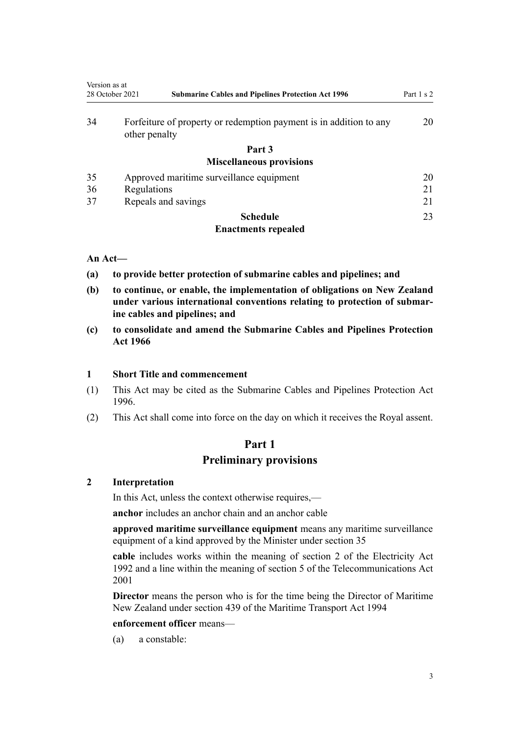| | | |
|---|---|---|
| 34 | Forfeiture of property or redemption payment is in addition to any other penalty | 20 |
| | **Part 3** **Miscellaneous provisions** | |
| 35 | Approved maritime surveillance equipment | 20 |
| 36 | Regulations | 21 |
| 37 | Repeals and savings | 21 |
| | **Schedule** **Enactments repealed** | 23 |

**An Act—**

**(a) to provide better protection of submarine cables and pipelines; and**

**(b) to continue, or enable, the implementation of obligations on New Zealand under various international conventions relating to protection of submarine cables and pipelines; and**

**(c) to consolidate and amend the Submarine Cables and Pipelines Protection Act 1966**

### 1 Short Title and commencement

(1) This Act may be cited as the Submarine Cables and Pipelines Protection Act 1996.

(2) This Act shall come into force on the day on which it receives the Royal assent.

## Part 1
## Preliminary provisions

### 2 Interpretation

In this Act, unless the context otherwise requires,—

**anchor** includes an anchor chain and an anchor cable

**approved maritime surveillance equipment** means any maritime surveillance equipment of a kind approved by the Minister under section 35

**cable** includes works within the meaning of section 2 of the Electricity Act 1992 and a line within the meaning of section 5 of the Telecommunications Act 2001

**Director** means the person who is for the time being the Director of Maritime New Zealand under section 439 of the Maritime Transport Act 1994

**enforcement officer** means—

(a) a constable: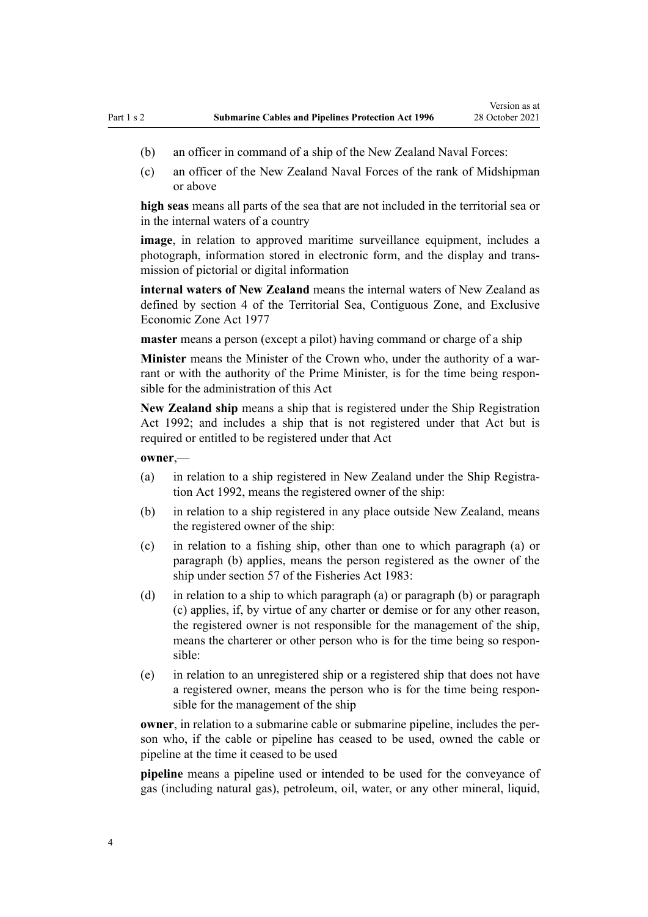- (b) an officer in command of a ship of the New Zealand Naval Forces:
- (c) an officer of the New Zealand Naval Forces of the rank of Midshipman or above

**high seas** means all parts of the sea that are not included in the territorial sea or in the internal waters of a country

**image**, in relation to approved maritime surveillance equipment, includes a photograph, information stored in electronic form, and the display and transmission of pictorial or digital information

**internal waters of New Zealand** means the internal waters of New Zealand as defined by section 4 of the Territorial Sea, Contiguous Zone, and Exclusive Economic Zone Act 1977

**master** means a person (except a pilot) having command or charge of a ship

**Minister** means the Minister of the Crown who, under the authority of a warrant or with the authority of the Prime Minister, is for the time being responsible for the administration of this Act

**New Zealand ship** means a ship that is registered under the Ship Registration Act 1992; and includes a ship that is not registered under that Act but is required or entitled to be registered under that Act

**owner**,—

- (a) in relation to a ship registered in New Zealand under the Ship Registration Act 1992, means the registered owner of the ship:
- (b) in relation to a ship registered in any place outside New Zealand, means the registered owner of the ship:
- (c) in relation to a fishing ship, other than one to which paragraph (a) or paragraph (b) applies, means the person registered as the owner of the ship under section 57 of the Fisheries Act 1983:
- (d) in relation to a ship to which paragraph (a) or paragraph (b) or paragraph (c) applies, if, by virtue of any charter or demise or for any other reason, the registered owner is not responsible for the management of the ship, means the charterer or other person who is for the time being so responsible:
- (e) in relation to an unregistered ship or a registered ship that does not have a registered owner, means the person who is for the time being responsible for the management of the ship

**owner**, in relation to a submarine cable or submarine pipeline, includes the person who, if the cable or pipeline has ceased to be used, owned the cable or pipeline at the time it ceased to be used

**pipeline** means a pipeline used or intended to be used for the conveyance of gas (including natural gas), petroleum, oil, water, or any other mineral, liquid,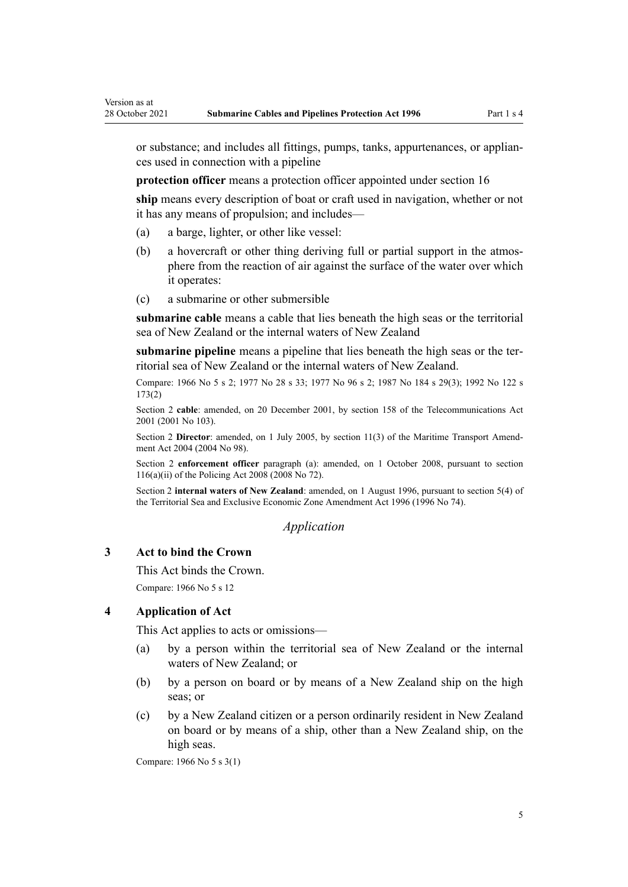or substance; and includes all fittings, pumps, tanks, appurtenances, or appliances used in connection with a pipeline

**protection officer** means a protection officer appointed under section 16

**ship** means every description of boat or craft used in navigation, whether or not it has any means of propulsion; and includes—

- (a) a barge, lighter, or other like vessel:
- (b) a hovercraft or other thing deriving full or partial support in the atmosphere from the reaction of air against the surface of the water over which it operates:
- (c) a submarine or other submersible

**submarine cable** means a cable that lies beneath the high seas or the territorial sea of New Zealand or the internal waters of New Zealand

**submarine pipeline** means a pipeline that lies beneath the high seas or the territorial sea of New Zealand or the internal waters of New Zealand.

Compare: 1966 No 5 s 2; 1977 No 28 s 33; 1977 No 96 s 2; 1987 No 184 s 29(3); 1992 No 122 s 173(2)

Section 2 **cable**: amended, on 20 December 2001, by section 158 of the Telecommunications Act 2001 (2001 No 103).

Section 2 **Director**: amended, on 1 July 2005, by section 11(3) of the Maritime Transport Amendment Act 2004 (2004 No 98).

Section 2 **enforcement officer** paragraph (a): amended, on 1 October 2008, pursuant to section 116(a)(ii) of the Policing Act 2008 (2008 No 72).

Section 2 **internal waters of New Zealand**: amended, on 1 August 1996, pursuant to section 5(4) of the Territorial Sea and Exclusive Economic Zone Amendment Act 1996 (1996 No 74).

*Application*

### 3 Act to bind the Crown

This Act binds the Crown.

Compare: 1966 No 5 s 12

### 4 Application of Act

This Act applies to acts or omissions—

- (a) by a person within the territorial sea of New Zealand or the internal waters of New Zealand; or
- (b) by a person on board or by means of a New Zealand ship on the high seas; or
- (c) by a New Zealand citizen or a person ordinarily resident in New Zealand on board or by means of a ship, other than a New Zealand ship, on the high seas.

Compare: 1966 No 5 s 3(1)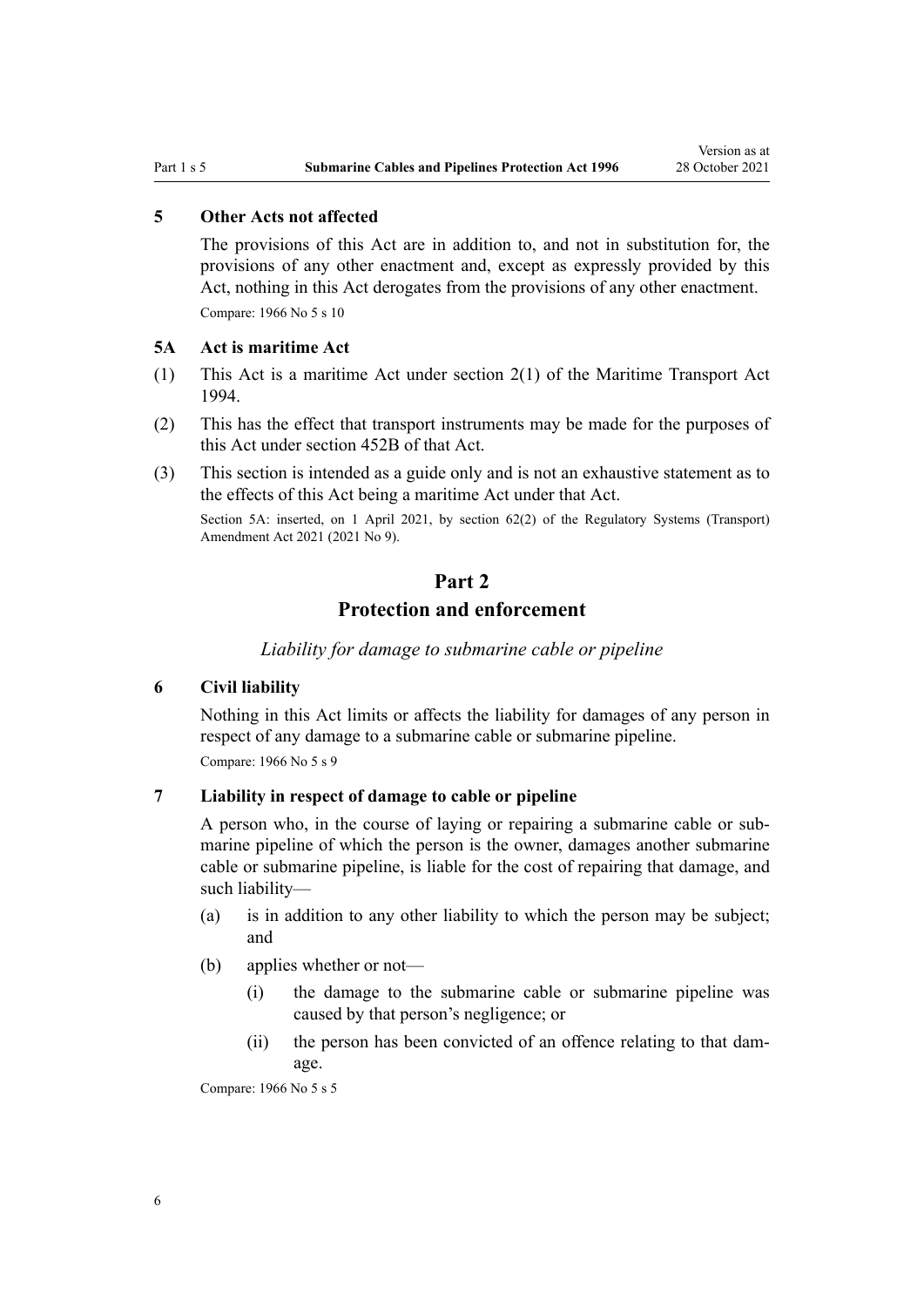### 5 Other Acts not affected

The provisions of this Act are in addition to, and not in substitution for, the provisions of any other enactment and, except as expressly provided by this Act, nothing in this Act derogates from the provisions of any other enactment.

Compare: 1966 No 5 s 10

### 5A Act is maritime Act

(1) This Act is a maritime Act under section 2(1) of the Maritime Transport Act 1994.

(2) This has the effect that transport instruments may be made for the purposes of this Act under section 452B of that Act.

(3) This section is intended as a guide only and is not an exhaustive statement as to the effects of this Act being a maritime Act under that Act.

Section 5A: inserted, on 1 April 2021, by section 62(2) of the Regulatory Systems (Transport) Amendment Act 2021 (2021 No 9).

## Part 2
## Protection and enforcement

*Liability for damage to submarine cable or pipeline*

### 6 Civil liability

Nothing in this Act limits or affects the liability for damages of any person in respect of any damage to a submarine cable or submarine pipeline.

Compare: 1966 No 5 s 9

### 7 Liability in respect of damage to cable or pipeline

A person who, in the course of laying or repairing a submarine cable or submarine pipeline of which the person is the owner, damages another submarine cable or submarine pipeline, is liable for the cost of repairing that damage, and such liability—

- (a) is in addition to any other liability to which the person may be subject; and
- (b) applies whether or not—
  - (i) the damage to the submarine cable or submarine pipeline was caused by that person's negligence; or
  - (ii) the person has been convicted of an offence relating to that damage.

Compare: 1966 No 5 s 5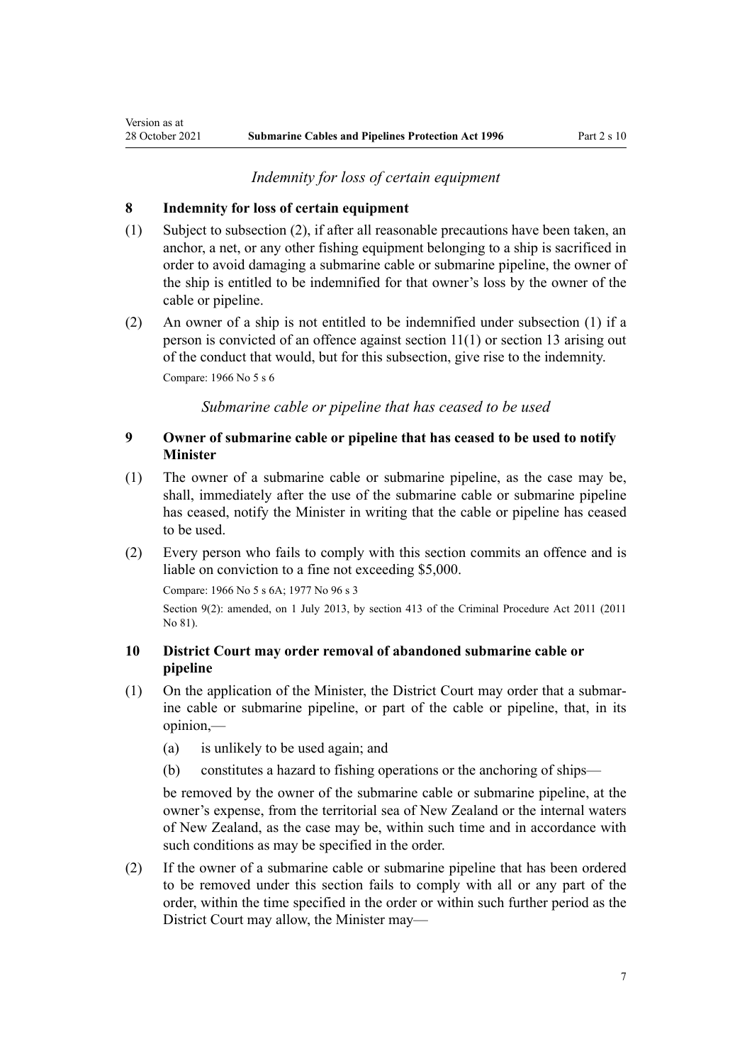*Indemnity for loss of certain equipment*

**8 Indemnity for loss of certain equipment**

(1) Subject to subsection (2), if after all reasonable precautions have been taken, an anchor, a net, or any other fishing equipment belonging to a ship is sacrificed in order to avoid damaging a submarine cable or submarine pipeline, the owner of the ship is entitled to be indemnified for that owner's loss by the owner of the cable or pipeline.

(2) An owner of a ship is not entitled to be indemnified under subsection (1) if a person is convicted of an offence against section 11(1) or section 13 arising out of the conduct that would, but for this subsection, give rise to the indemnity.

Compare: 1966 No 5 s 6

*Submarine cable or pipeline that has ceased to be used*

**9 Owner of submarine cable or pipeline that has ceased to be used to notify Minister**

(1) The owner of a submarine cable or submarine pipeline, as the case may be, shall, immediately after the use of the submarine cable or submarine pipeline has ceased, notify the Minister in writing that the cable or pipeline has ceased to be used.

(2) Every person who fails to comply with this section commits an offence and is liable on conviction to a fine not exceeding $5,000.

Compare: 1966 No 5 s 6A; 1977 No 96 s 3

Section 9(2): amended, on 1 July 2013, by section 413 of the Criminal Procedure Act 2011 (2011 No 81).

**10 District Court may order removal of abandoned submarine cable or pipeline**

(1) On the application of the Minister, the District Court may order that a submarine cable or submarine pipeline, or part of the cable or pipeline, that, in its opinion,—

   (a) is unlikely to be used again; and

   (b) constitutes a hazard to fishing operations or the anchoring of ships—

   be removed by the owner of the submarine cable or submarine pipeline, at the owner's expense, from the territorial sea of New Zealand or the internal waters of New Zealand, as the case may be, within such time and in accordance with such conditions as may be specified in the order.

(2) If the owner of a submarine cable or submarine pipeline that has been ordered to be removed under this section fails to comply with all or any part of the order, within the time specified in the order or within such further period as the District Court may allow, the Minister may—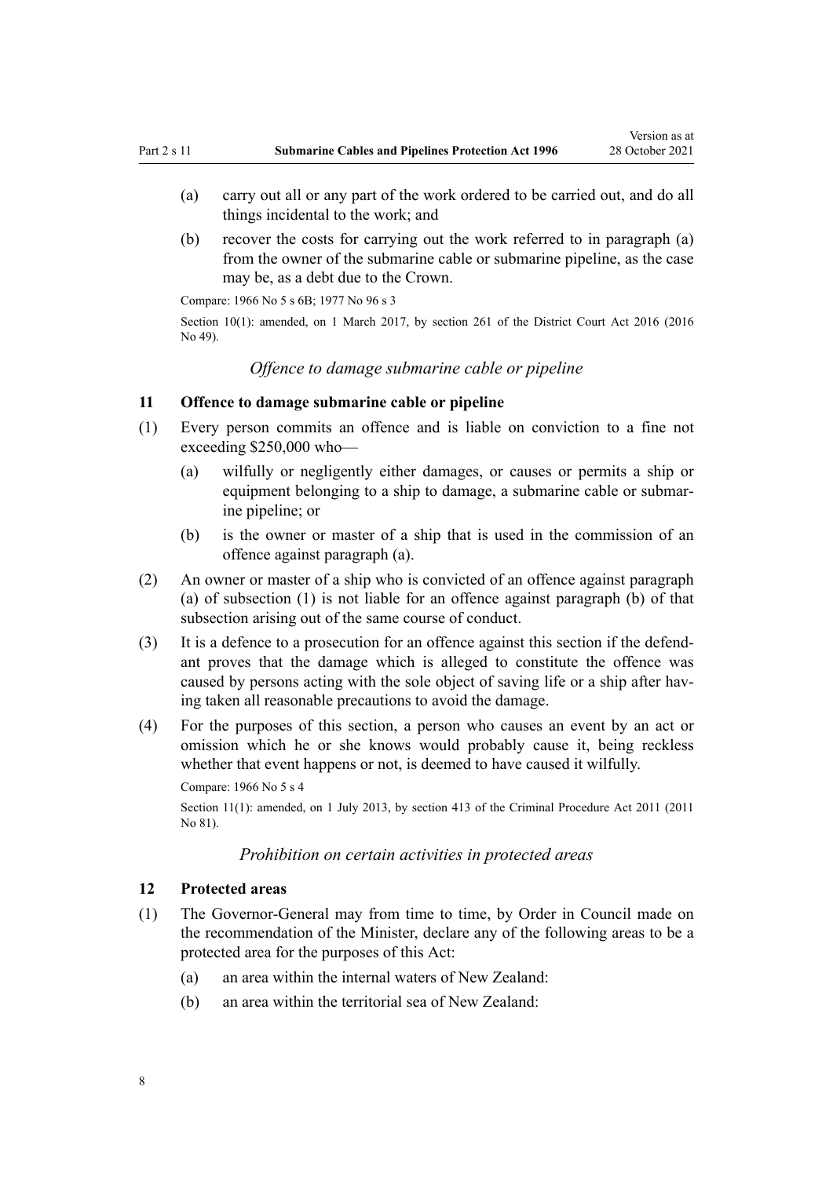(a) carry out all or any part of the work ordered to be carried out, and do all things incidental to the work; and

(b) recover the costs for carrying out the work referred to in paragraph (a) from the owner of the submarine cable or submarine pipeline, as the case may be, as a debt due to the Crown.

Compare: 1966 No 5 s 6B; 1977 No 96 s 3

Section 10(1): amended, on 1 March 2017, by section 261 of the District Court Act 2016 (2016 No 49).

*Offence to damage submarine cable or pipeline*

### 11 Offence to damage submarine cable or pipeline

(1) Every person commits an offence and is liable on conviction to a fine not exceeding $250,000 who—

(a) wilfully or negligently either damages, or causes or permits a ship or equipment belonging to a ship to damage, a submarine cable or submarine pipeline; or

(b) is the owner or master of a ship that is used in the commission of an offence against paragraph (a).

(2) An owner or master of a ship who is convicted of an offence against paragraph (a) of subsection (1) is not liable for an offence against paragraph (b) of that subsection arising out of the same course of conduct.

(3) It is a defence to a prosecution for an offence against this section if the defendant proves that the damage which is alleged to constitute the offence was caused by persons acting with the sole object of saving life or a ship after having taken all reasonable precautions to avoid the damage.

(4) For the purposes of this section, a person who causes an event by an act or omission which he or she knows would probably cause it, being reckless whether that event happens or not, is deemed to have caused it wilfully.

Compare: 1966 No 5 s 4

Section 11(1): amended, on 1 July 2013, by section 413 of the Criminal Procedure Act 2011 (2011 No 81).

*Prohibition on certain activities in protected areas*

### 12 Protected areas

(1) The Governor-General may from time to time, by Order in Council made on the recommendation of the Minister, declare any of the following areas to be a protected area for the purposes of this Act:

(a) an area within the internal waters of New Zealand:

(b) an area within the territorial sea of New Zealand: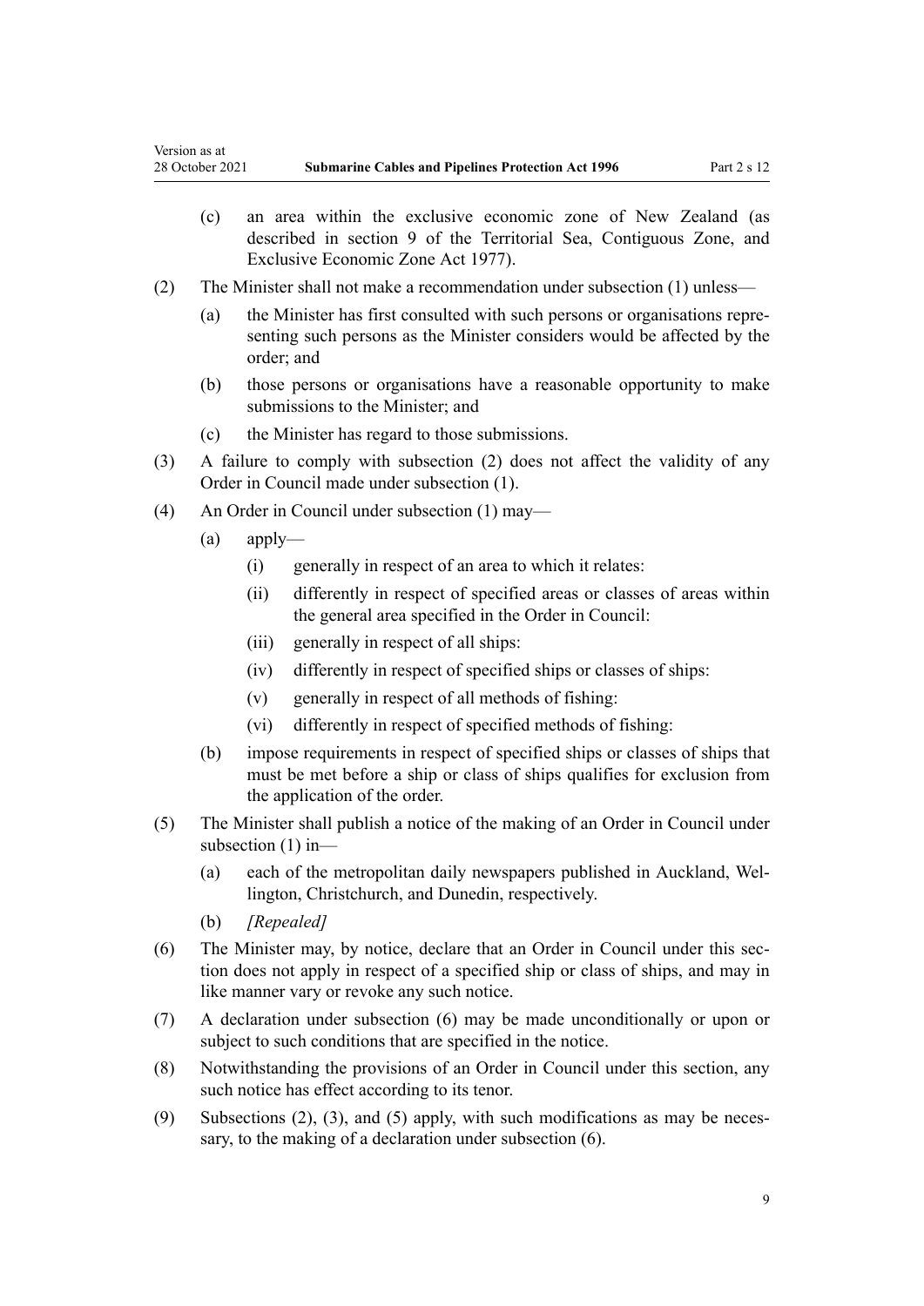(c) an area within the exclusive economic zone of New Zealand (as described in section 9 of the Territorial Sea, Contiguous Zone, and Exclusive Economic Zone Act 1977).

(2) The Minister shall not make a recommendation under subsection (1) unless—

(a) the Minister has first consulted with such persons or organisations representing such persons as the Minister considers would be affected by the order; and

(b) those persons or organisations have a reasonable opportunity to make submissions to the Minister; and

(c) the Minister has regard to those submissions.

(3) A failure to comply with subsection (2) does not affect the validity of any Order in Council made under subsection (1).

(4) An Order in Council under subsection (1) may—

(a) apply—

(i) generally in respect of an area to which it relates:

(ii) differently in respect of specified areas or classes of areas within the general area specified in the Order in Council:

(iii) generally in respect of all ships:

(iv) differently in respect of specified ships or classes of ships:

(v) generally in respect of all methods of fishing:

(vi) differently in respect of specified methods of fishing:

(b) impose requirements in respect of specified ships or classes of ships that must be met before a ship or class of ships qualifies for exclusion from the application of the order.

(5) The Minister shall publish a notice of the making of an Order in Council under subsection (1) in—

(a) each of the metropolitan daily newspapers published in Auckland, Wellington, Christchurch, and Dunedin, respectively.

(b) *[Repealed]*

(6) The Minister may, by notice, declare that an Order in Council under this section does not apply in respect of a specified ship or class of ships, and may in like manner vary or revoke any such notice.

(7) A declaration under subsection (6) may be made unconditionally or upon or subject to such conditions that are specified in the notice.

(8) Notwithstanding the provisions of an Order in Council under this section, any such notice has effect according to its tenor.

(9) Subsections (2), (3), and (5) apply, with such modifications as may be necessary, to the making of a declaration under subsection (6).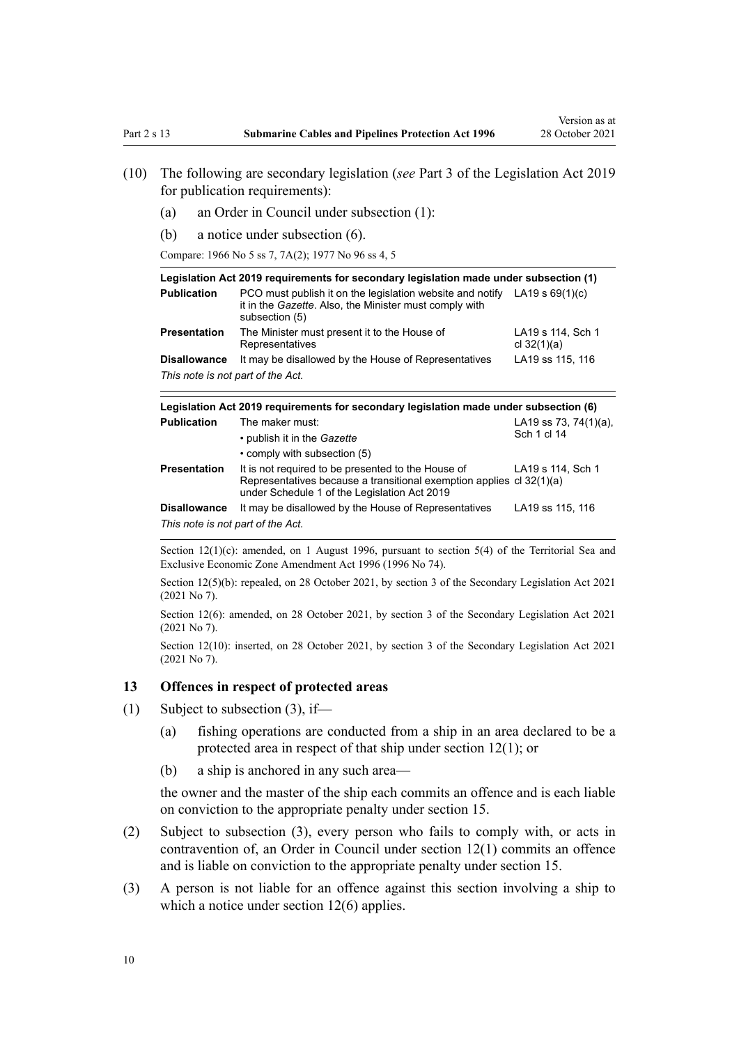(10) The following are secondary legislation (*see* Part 3 of the Legislation Act 2019 for publication requirements):

(a) an Order in Council under subsection (1):

(b) a notice under subsection (6).

Compare: 1966 No 5 ss 7, 7A(2); 1977 No 96 ss 4, 5

| **Legislation Act 2019 requirements for secondary legislation made under subsection (1)** | | |
|---|---|---|
| **Publication** | PCO must publish it on the legislation website and notify it in the *Gazette*. Also, the Minister must comply with subsection (5) | LA19 s 69(1)(c) |
| **Presentation** | The Minister must present it to the House of Representatives | LA19 s 114, Sch 1 cl 32(1)(a) |
| **Disallowance** | It may be disallowed by the House of Representatives | LA19 ss 115, 116 |
| *This note is not part of the Act.* | | |

| **Legislation Act 2019 requirements for secondary legislation made under subsection (6)** | | |
|---|---|---|
| **Publication** | The maker must:<br>• publish it in the *Gazette*<br>• comply with subsection (5) | LA19 ss 73, 74(1)(a), Sch 1 cl 14 |
| **Presentation** | It is not required to be presented to the House of Representatives because a transitional exemption applies under Schedule 1 of the Legislation Act 2019 | LA19 s 114, Sch 1 cl 32(1)(a) |
| **Disallowance** | It may be disallowed by the House of Representatives | LA19 ss 115, 116 |
| *This note is not part of the Act.* | | |

Section 12(1)(c): amended, on 1 August 1996, pursuant to section 5(4) of the Territorial Sea and Exclusive Economic Zone Amendment Act 1996 (1996 No 74).

Section 12(5)(b): repealed, on 28 October 2021, by section 3 of the Secondary Legislation Act 2021 (2021 No 7).

Section 12(6): amended, on 28 October 2021, by section 3 of the Secondary Legislation Act 2021 (2021 No 7).

Section 12(10): inserted, on 28 October 2021, by section 3 of the Secondary Legislation Act 2021 (2021 No 7).

### 13 Offences in respect of protected areas

(1) Subject to subsection (3), if—

(a) fishing operations are conducted from a ship in an area declared to be a protected area in respect of that ship under section 12(1); or

(b) a ship is anchored in any such area—

the owner and the master of the ship each commits an offence and is each liable on conviction to the appropriate penalty under section 15.

(2) Subject to subsection (3), every person who fails to comply with, or acts in contravention of, an Order in Council under section 12(1) commits an offence and is liable on conviction to the appropriate penalty under section 15.

(3) A person is not liable for an offence against this section involving a ship to which a notice under section 12(6) applies.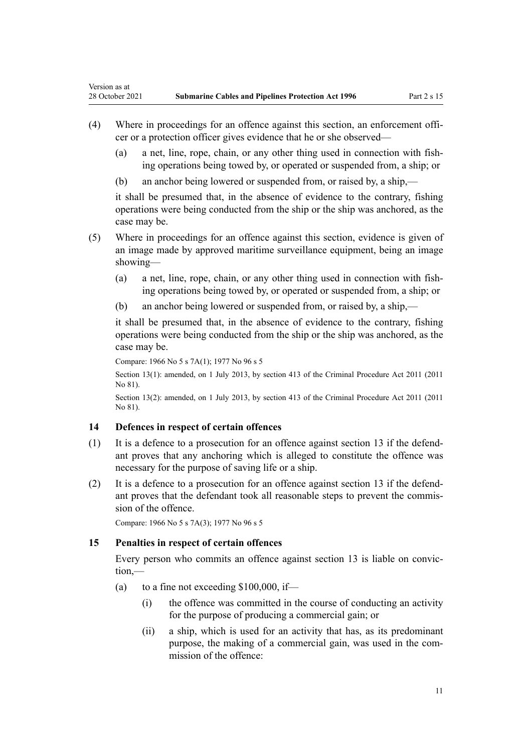(4) Where in proceedings for an offence against this section, an enforcement officer or a protection officer gives evidence that he or she observed—

(a) a net, line, rope, chain, or any other thing used in connection with fishing operations being towed by, or operated or suspended from, a ship; or

(b) an anchor being lowered or suspended from, or raised by, a ship,—

it shall be presumed that, in the absence of evidence to the contrary, fishing operations were being conducted from the ship or the ship was anchored, as the case may be.

(5) Where in proceedings for an offence against this section, evidence is given of an image made by approved maritime surveillance equipment, being an image showing—

(a) a net, line, rope, chain, or any other thing used in connection with fishing operations being towed by, or operated or suspended from, a ship; or

(b) an anchor being lowered or suspended from, or raised by, a ship,—

it shall be presumed that, in the absence of evidence to the contrary, fishing operations were being conducted from the ship or the ship was anchored, as the case may be.

Compare: 1966 No 5 s 7A(1); 1977 No 96 s 5

Section 13(1): amended, on 1 July 2013, by section 413 of the Criminal Procedure Act 2011 (2011 No 81).

Section 13(2): amended, on 1 July 2013, by section 413 of the Criminal Procedure Act 2011 (2011 No 81).

### 14 Defences in respect of certain offences

(1) It is a defence to a prosecution for an offence against section 13 if the defendant proves that any anchoring which is alleged to constitute the offence was necessary for the purpose of saving life or a ship.

(2) It is a defence to a prosecution for an offence against section 13 if the defendant proves that the defendant took all reasonable steps to prevent the commission of the offence.

Compare: 1966 No 5 s 7A(3); 1977 No 96 s 5

### 15 Penalties in respect of certain offences

Every person who commits an offence against section 13 is liable on conviction,—

(a) to a fine not exceeding $100,000, if—

(i) the offence was committed in the course of conducting an activity for the purpose of producing a commercial gain; or

(ii) a ship, which is used for an activity that has, as its predominant purpose, the making of a commercial gain, was used in the commission of the offence: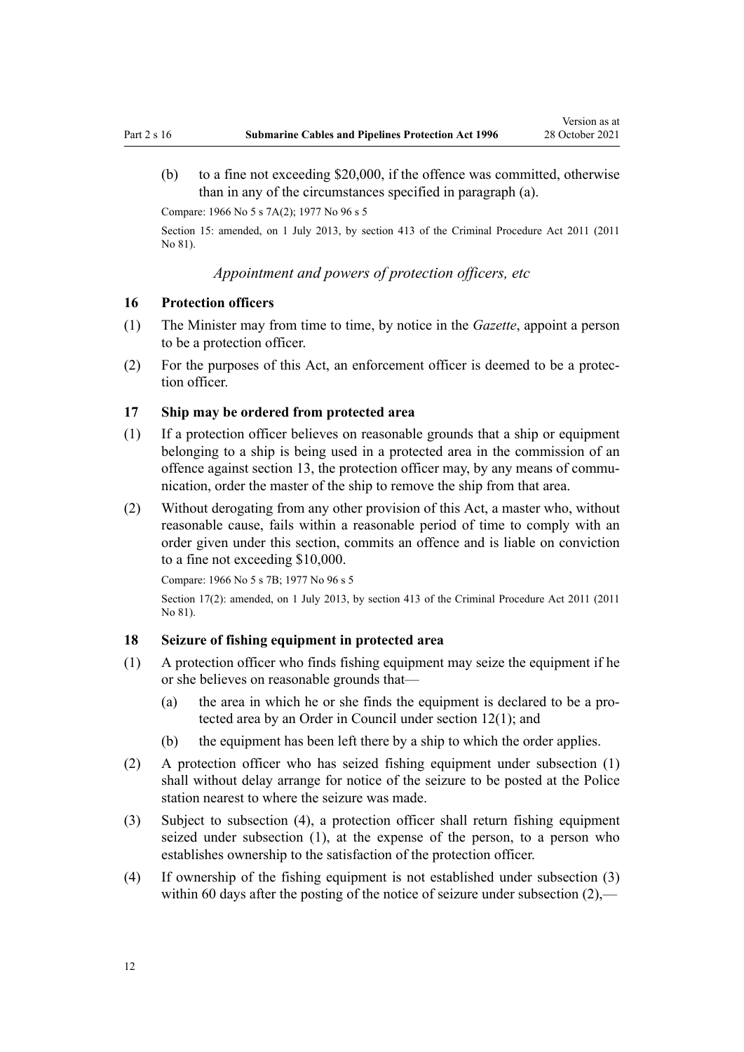(b) to a fine not exceeding $20,000, if the offence was committed, otherwise than in any of the circumstances specified in paragraph (a).

Compare: 1966 No 5 s 7A(2); 1977 No 96 s 5

Section 15: amended, on 1 July 2013, by section 413 of the Criminal Procedure Act 2011 (2011 No 81).

### *Appointment and powers of protection officers, etc*

### 16 Protection officers

(1) The Minister may from time to time, by notice in the *Gazette*, appoint a person to be a protection officer.

(2) For the purposes of this Act, an enforcement officer is deemed to be a protection officer.

### 17 Ship may be ordered from protected area

(1) If a protection officer believes on reasonable grounds that a ship or equipment belonging to a ship is being used in a protected area in the commission of an offence against section 13, the protection officer may, by any means of communication, order the master of the ship to remove the ship from that area.

(2) Without derogating from any other provision of this Act, a master who, without reasonable cause, fails within a reasonable period of time to comply with an order given under this section, commits an offence and is liable on conviction to a fine not exceeding $10,000.

Compare: 1966 No 5 s 7B; 1977 No 96 s 5

Section 17(2): amended, on 1 July 2013, by section 413 of the Criminal Procedure Act 2011 (2011 No 81).

### 18 Seizure of fishing equipment in protected area

(1) A protection officer who finds fishing equipment may seize the equipment if he or she believes on reasonable grounds that—

(a) the area in which he or she finds the equipment is declared to be a protected area by an Order in Council under section 12(1); and

(b) the equipment has been left there by a ship to which the order applies.

(2) A protection officer who has seized fishing equipment under subsection (1) shall without delay arrange for notice of the seizure to be posted at the Police station nearest to where the seizure was made.

(3) Subject to subsection (4), a protection officer shall return fishing equipment seized under subsection (1), at the expense of the person, to a person who establishes ownership to the satisfaction of the protection officer.

(4) If ownership of the fishing equipment is not established under subsection (3) within 60 days after the posting of the notice of seizure under subsection (2),—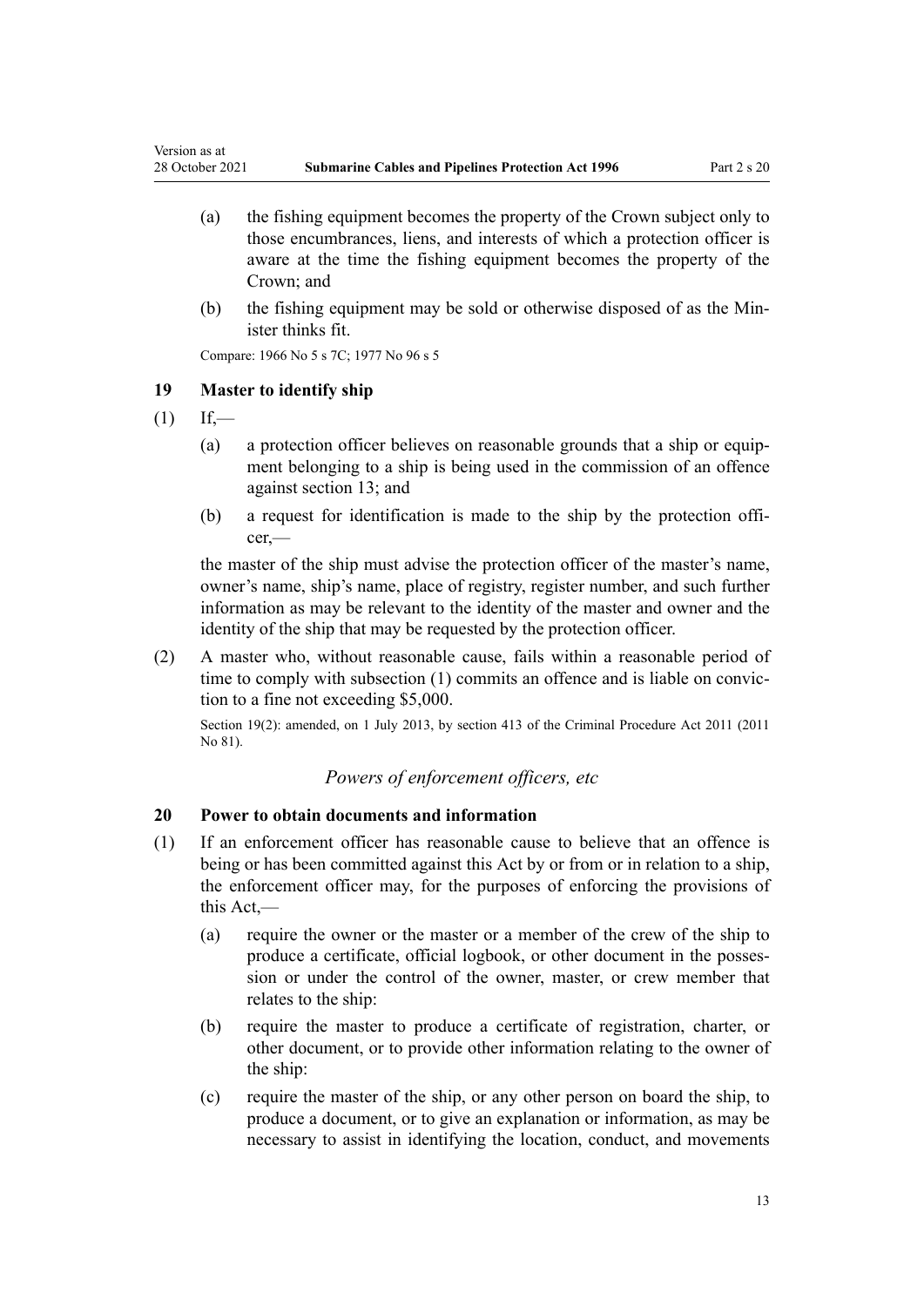(a) the fishing equipment becomes the property of the Crown subject only to those encumbrances, liens, and interests of which a protection officer is aware at the time the fishing equipment becomes the property of the Crown; and

(b) the fishing equipment may be sold or otherwise disposed of as the Minister thinks fit.

Compare: 1966 No 5 s 7C; 1977 No 96 s 5

### 19 Master to identify ship

(1) If,—

(a) a protection officer believes on reasonable grounds that a ship or equipment belonging to a ship is being used in the commission of an offence against section 13; and

(b) a request for identification is made to the ship by the protection officer,—

the master of the ship must advise the protection officer of the master's name, owner's name, ship's name, place of registry, register number, and such further information as may be relevant to the identity of the master and owner and the identity of the ship that may be requested by the protection officer.

(2) A master who, without reasonable cause, fails within a reasonable period of time to comply with subsection (1) commits an offence and is liable on conviction to a fine not exceeding $5,000.

Section 19(2): amended, on 1 July 2013, by section 413 of the Criminal Procedure Act 2011 (2011 No 81).

## *Powers of enforcement officers, etc*

### 20 Power to obtain documents and information

(1) If an enforcement officer has reasonable cause to believe that an offence is being or has been committed against this Act by or from or in relation to a ship, the enforcement officer may, for the purposes of enforcing the provisions of this Act,—

(a) require the owner or the master or a member of the crew of the ship to produce a certificate, official logbook, or other document in the possession or under the control of the owner, master, or crew member that relates to the ship:

(b) require the master to produce a certificate of registration, charter, or other document, or to provide other information relating to the owner of the ship:

(c) require the master of the ship, or any other person on board the ship, to produce a document, or to give an explanation or information, as may be necessary to assist in identifying the location, conduct, and movements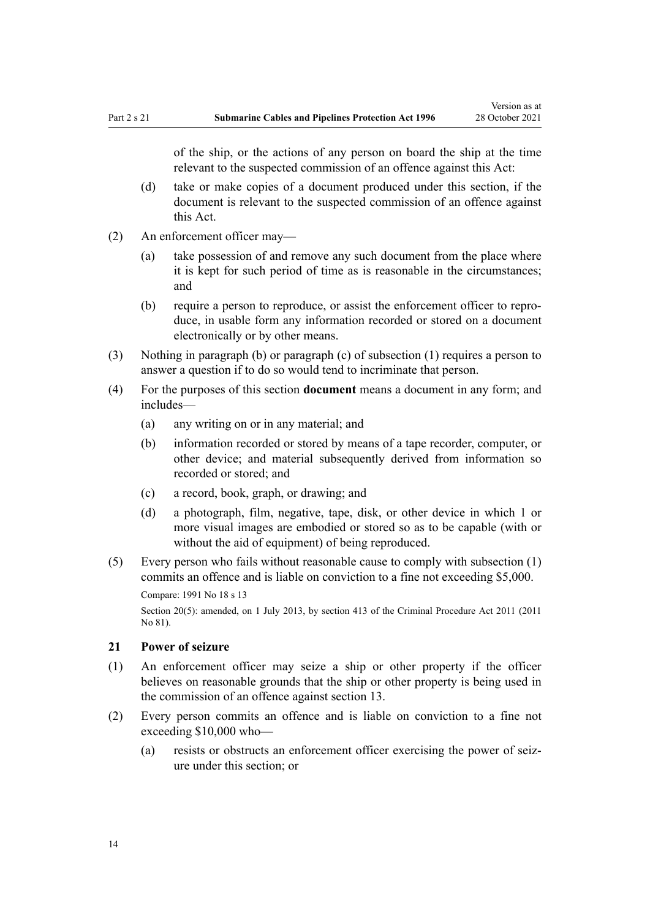of the ship, or the actions of any person on board the ship at the time relevant to the suspected commission of an offence against this Act:

(d) take or make copies of a document produced under this section, if the document is relevant to the suspected commission of an offence against this Act.

(2) An enforcement officer may—

(a) take possession of and remove any such document from the place where it is kept for such period of time as is reasonable in the circumstances; and

(b) require a person to reproduce, or assist the enforcement officer to reproduce, in usable form any information recorded or stored on a document electronically or by other means.

(3) Nothing in paragraph (b) or paragraph (c) of subsection (1) requires a person to answer a question if to do so would tend to incriminate that person.

(4) For the purposes of this section **document** means a document in any form; and includes—

(a) any writing on or in any material; and

(b) information recorded or stored by means of a tape recorder, computer, or other device; and material subsequently derived from information so recorded or stored; and

(c) a record, book, graph, or drawing; and

(d) a photograph, film, negative, tape, disk, or other device in which 1 or more visual images are embodied or stored so as to be capable (with or without the aid of equipment) of being reproduced.

(5) Every person who fails without reasonable cause to comply with subsection (1) commits an offence and is liable on conviction to a fine not exceeding $5,000.

Compare: 1991 No 18 s 13

Section 20(5): amended, on 1 July 2013, by section 413 of the Criminal Procedure Act 2011 (2011 No 81).

### 21 Power of seizure

(1) An enforcement officer may seize a ship or other property if the officer believes on reasonable grounds that the ship or other property is being used in the commission of an offence against section 13.

(2) Every person commits an offence and is liable on conviction to a fine not exceeding $10,000 who—

(a) resists or obstructs an enforcement officer exercising the power of seizure under this section; or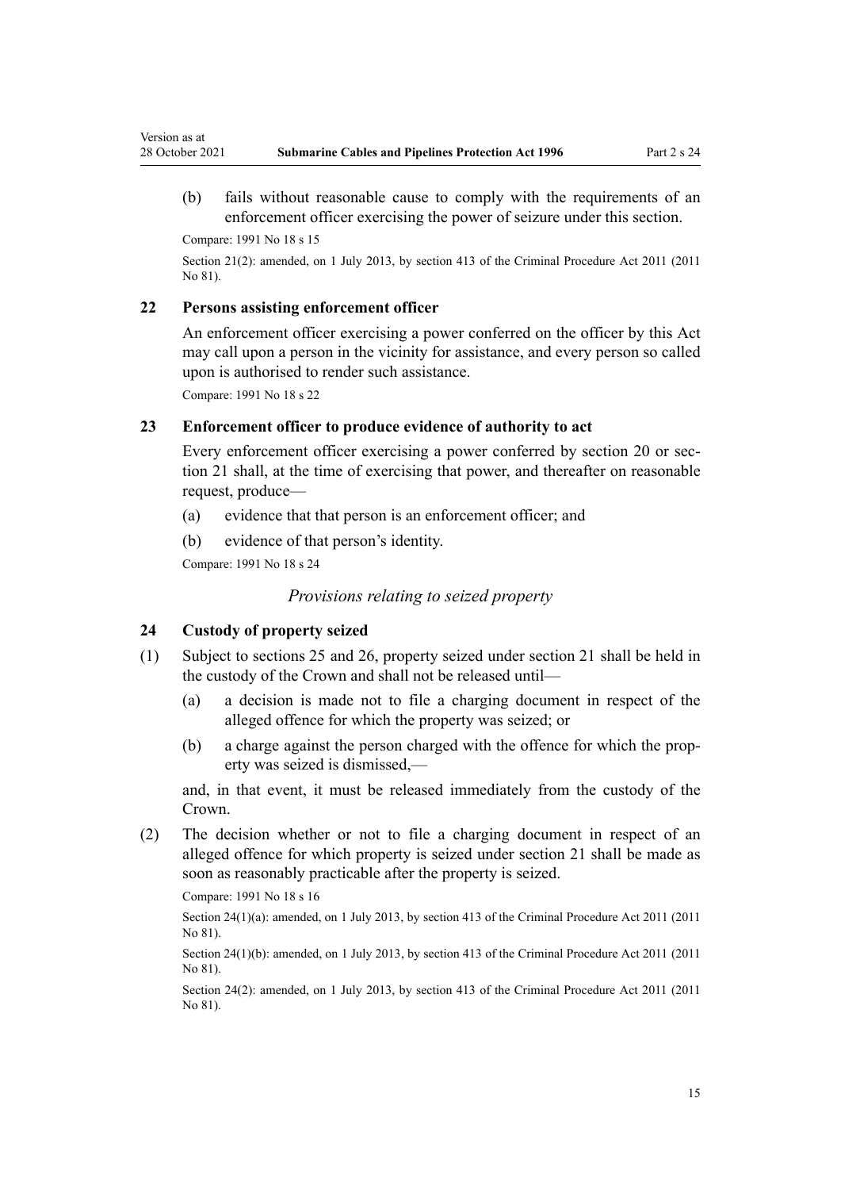(b) fails without reasonable cause to comply with the requirements of an enforcement officer exercising the power of seizure under this section.

Compare: 1991 No 18 s 15

Section 21(2): amended, on 1 July 2013, by section 413 of the Criminal Procedure Act 2011 (2011 No 81).

### 22 Persons assisting enforcement officer

An enforcement officer exercising a power conferred on the officer by this Act may call upon a person in the vicinity for assistance, and every person so called upon is authorised to render such assistance.

Compare: 1991 No 18 s 22

### 23 Enforcement officer to produce evidence of authority to act

Every enforcement officer exercising a power conferred by section 20 or section 21 shall, at the time of exercising that power, and thereafter on reasonable request, produce—

(a) evidence that that person is an enforcement officer; and

(b) evidence of that person's identity.

Compare: 1991 No 18 s 24

*Provisions relating to seized property*

### 24 Custody of property seized

(1) Subject to sections 25 and 26, property seized under section 21 shall be held in the custody of the Crown and shall not be released until—

(a) a decision is made not to file a charging document in respect of the alleged offence for which the property was seized; or

(b) a charge against the person charged with the offence for which the property was seized is dismissed,—

and, in that event, it must be released immediately from the custody of the Crown.

(2) The decision whether or not to file a charging document in respect of an alleged offence for which property is seized under section 21 shall be made as soon as reasonably practicable after the property is seized.

Compare: 1991 No 18 s 16

Section 24(1)(a): amended, on 1 July 2013, by section 413 of the Criminal Procedure Act 2011 (2011 No 81).

Section 24(1)(b): amended, on 1 July 2013, by section 413 of the Criminal Procedure Act 2011 (2011 No 81).

Section 24(2): amended, on 1 July 2013, by section 413 of the Criminal Procedure Act 2011 (2011 No 81).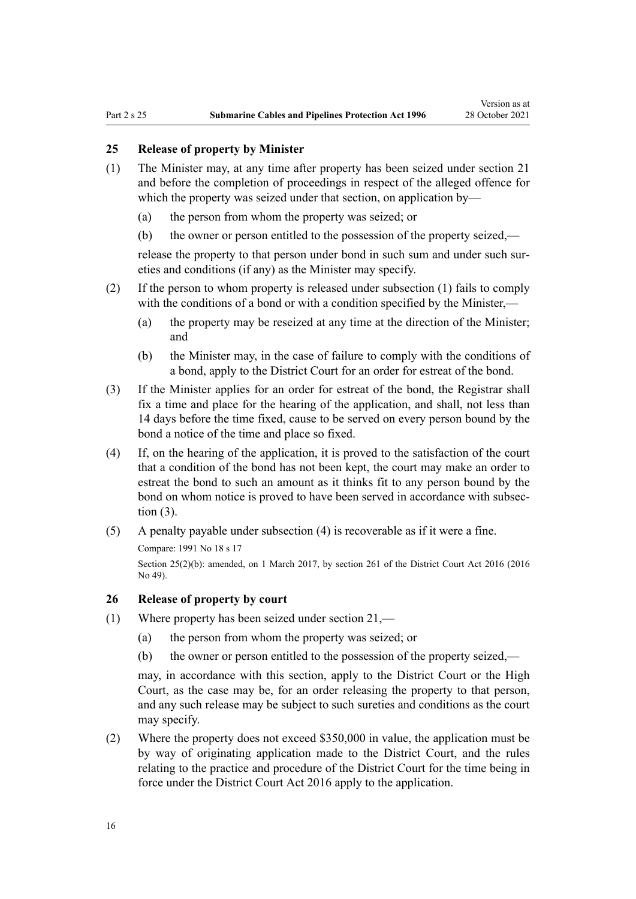### 25 Release of property by Minister

(1) The Minister may, at any time after property has been seized under section 21 and before the completion of proceedings in respect of the alleged offence for which the property was seized under that section, on application by—

(a) the person from whom the property was seized; or

(b) the owner or person entitled to the possession of the property seized,—

release the property to that person under bond in such sum and under such sureties and conditions (if any) as the Minister may specify.

(2) If the person to whom property is released under subsection (1) fails to comply with the conditions of a bond or with a condition specified by the Minister,—

(a) the property may be reseized at any time at the direction of the Minister; and

(b) the Minister may, in the case of failure to comply with the conditions of a bond, apply to the District Court for an order for estreat of the bond.

(3) If the Minister applies for an order for estreat of the bond, the Registrar shall fix a time and place for the hearing of the application, and shall, not less than 14 days before the time fixed, cause to be served on every person bound by the bond a notice of the time and place so fixed.

(4) If, on the hearing of the application, it is proved to the satisfaction of the court that a condition of the bond has not been kept, the court may make an order to estreat the bond to such an amount as it thinks fit to any person bound by the bond on whom notice is proved to have been served in accordance with subsection (3).

(5) A penalty payable under subsection (4) is recoverable as if it were a fine.

Compare: 1991 No 18 s 17

Section 25(2)(b): amended, on 1 March 2017, by section 261 of the District Court Act 2016 (2016 No 49).

### 26 Release of property by court

(1) Where property has been seized under section 21,—

(a) the person from whom the property was seized; or

(b) the owner or person entitled to the possession of the property seized,—

may, in accordance with this section, apply to the District Court or the High Court, as the case may be, for an order releasing the property to that person, and any such release may be subject to such sureties and conditions as the court may specify.

(2) Where the property does not exceed $350,000 in value, the application must be by way of originating application made to the District Court, and the rules relating to the practice and procedure of the District Court for the time being in force under the District Court Act 2016 apply to the application.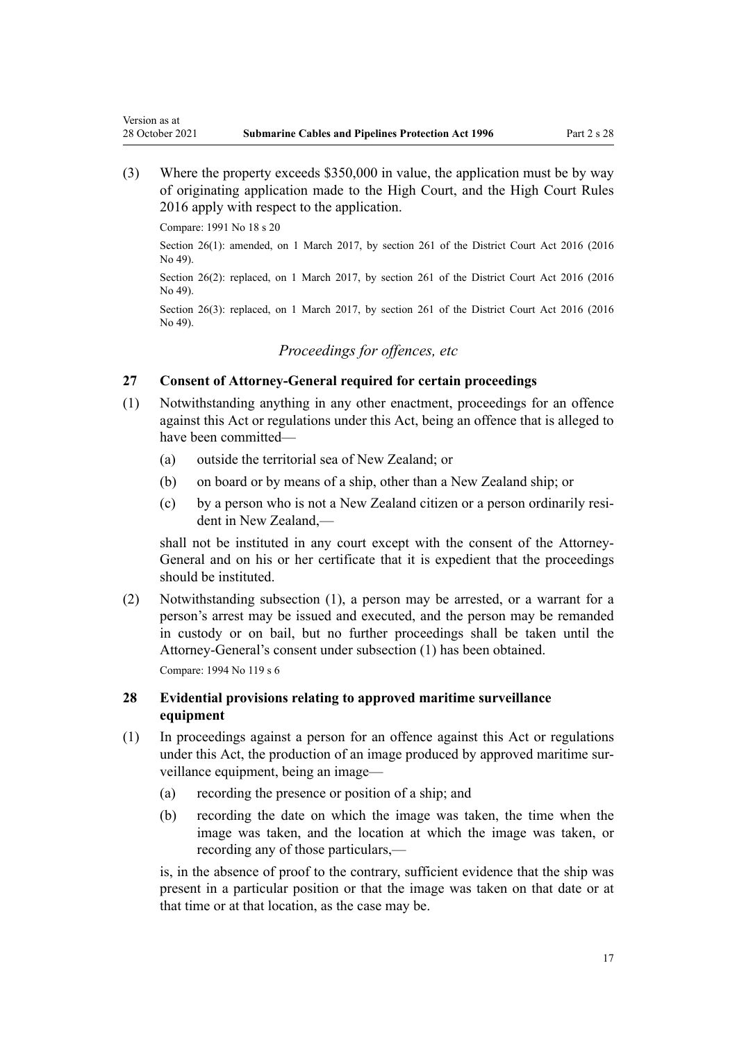(3) Where the property exceeds $350,000 in value, the application must be by way of originating application made to the High Court, and the High Court Rules 2016 apply with respect to the application.

Compare: 1991 No 18 s 20

Section 26(1): amended, on 1 March 2017, by section 261 of the District Court Act 2016 (2016 No 49).

Section 26(2): replaced, on 1 March 2017, by section 261 of the District Court Act 2016 (2016 No 49).

Section 26(3): replaced, on 1 March 2017, by section 261 of the District Court Act 2016 (2016 No 49).

### *Proceedings for offences, etc*

### 27 Consent of Attorney-General required for certain proceedings

(1) Notwithstanding anything in any other enactment, proceedings for an offence against this Act or regulations under this Act, being an offence that is alleged to have been committed—

- (a) outside the territorial sea of New Zealand; or
- (b) on board or by means of a ship, other than a New Zealand ship; or
- (c) by a person who is not a New Zealand citizen or a person ordinarily resident in New Zealand,—

shall not be instituted in any court except with the consent of the Attorney-General and on his or her certificate that it is expedient that the proceedings should be instituted.

(2) Notwithstanding subsection (1), a person may be arrested, or a warrant for a person's arrest may be issued and executed, and the person may be remanded in custody or on bail, but no further proceedings shall be taken until the Attorney-General's consent under subsection (1) has been obtained.

Compare: 1994 No 119 s 6

### 28 Evidential provisions relating to approved maritime surveillance equipment

(1) In proceedings against a person for an offence against this Act or regulations under this Act, the production of an image produced by approved maritime surveillance equipment, being an image—

- (a) recording the presence or position of a ship; and
- (b) recording the date on which the image was taken, the time when the image was taken, and the location at which the image was taken, or recording any of those particulars,—

is, in the absence of proof to the contrary, sufficient evidence that the ship was present in a particular position or that the image was taken on that date or at that time or at that location, as the case may be.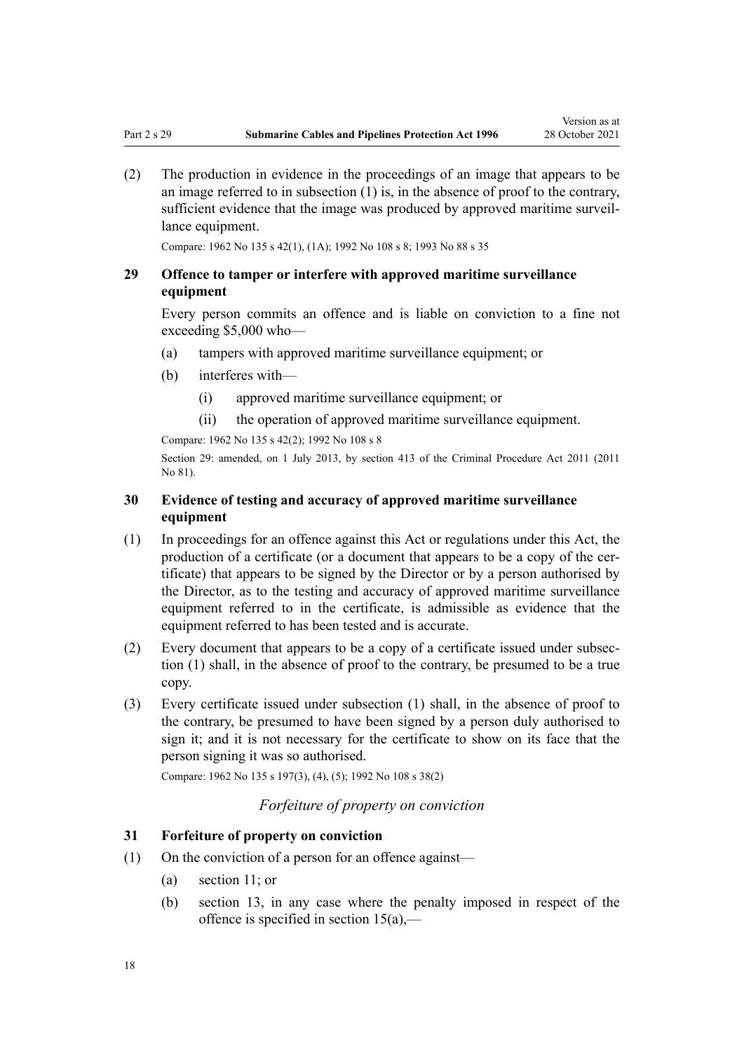(2) The production in evidence in the proceedings of an image that appears to be an image referred to in subsection (1) is, in the absence of proof to the contrary, sufficient evidence that the image was produced by approved maritime surveillance equipment.

Compare: 1962 No 135 s 42(1), (1A); 1992 No 108 s 8; 1993 No 88 s 35

### 29 Offence to tamper or interfere with approved maritime surveillance equipment

Every person commits an offence and is liable on conviction to a fine not exceeding $5,000 who—

(a) tampers with approved maritime surveillance equipment; or

(b) interferes with—

(i) approved maritime surveillance equipment; or

(ii) the operation of approved maritime surveillance equipment.

Compare: 1962 No 135 s 42(2); 1992 No 108 s 8

Section 29: amended, on 1 July 2013, by section 413 of the Criminal Procedure Act 2011 (2011 No 81).

### 30 Evidence of testing and accuracy of approved maritime surveillance equipment

(1) In proceedings for an offence against this Act or regulations under this Act, the production of a certificate (or a document that appears to be a copy of the certificate) that appears to be signed by the Director or by a person authorised by the Director, as to the testing and accuracy of approved maritime surveillance equipment referred to in the certificate, is admissible as evidence that the equipment referred to has been tested and is accurate.

(2) Every document that appears to be a copy of a certificate issued under subsection (1) shall, in the absence of proof to the contrary, be presumed to be a true copy.

(3) Every certificate issued under subsection (1) shall, in the absence of proof to the contrary, be presumed to have been signed by a person duly authorised to sign it; and it is not necessary for the certificate to show on its face that the person signing it was so authorised.

Compare: 1962 No 135 s 197(3), (4), (5); 1992 No 108 s 38(2)

*Forfeiture of property on conviction*

### 31 Forfeiture of property on conviction

(1) On the conviction of a person for an offence against—

(a) section 11; or

(b) section 13, in any case where the penalty imposed in respect of the offence is specified in section 15(a),—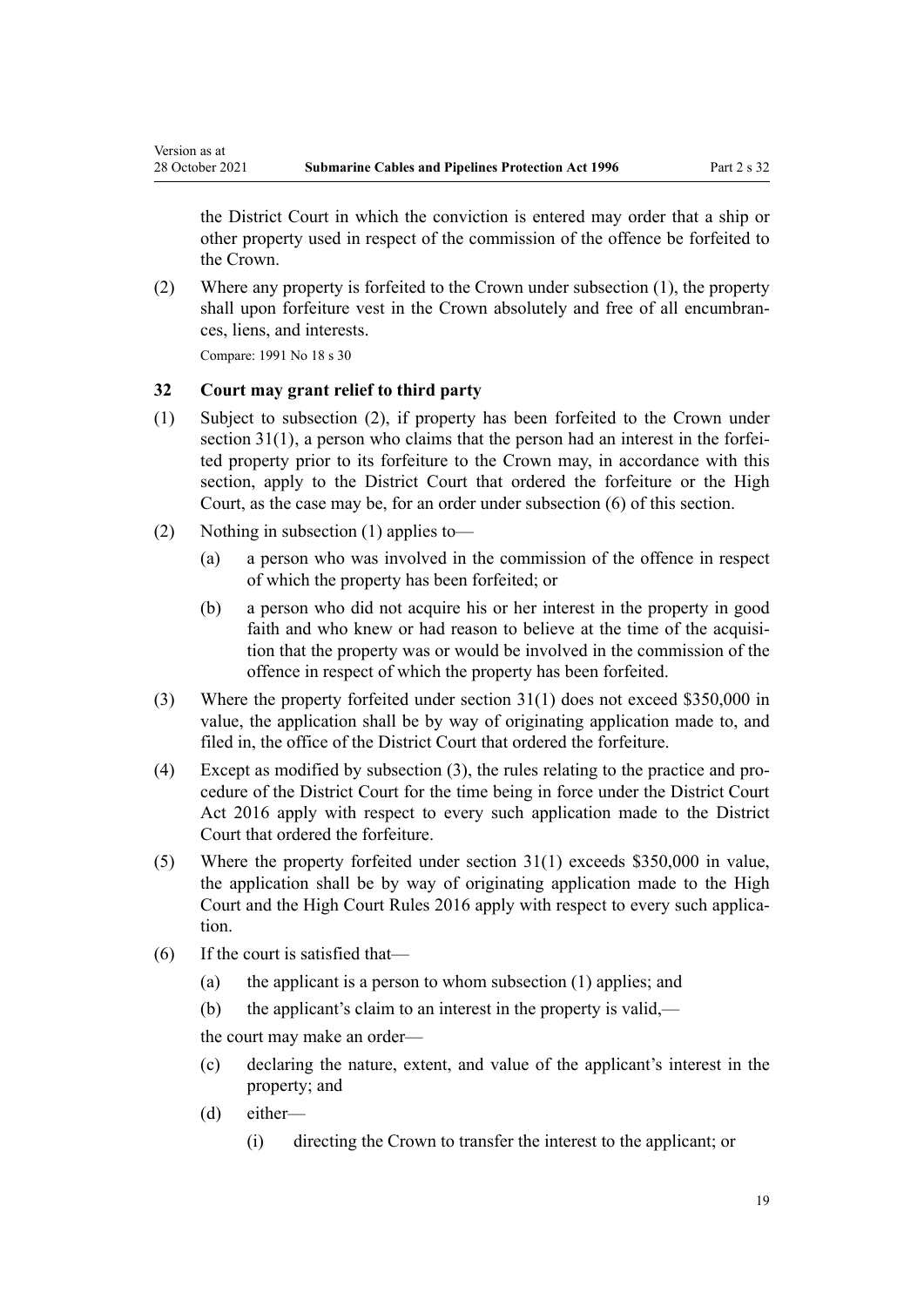the District Court in which the conviction is entered may order that a ship or other property used in respect of the commission of the offence be forfeited to the Crown.

(2) Where any property is forfeited to the Crown under subsection (1), the property shall upon forfeiture vest in the Crown absolutely and free of all encumbrances, liens, and interests.

Compare: 1991 No 18 s 30

### 32 Court may grant relief to third party

(1) Subject to subsection (2), if property has been forfeited to the Crown under section 31(1), a person who claims that the person had an interest in the forfeited property prior to its forfeiture to the Crown may, in accordance with this section, apply to the District Court that ordered the forfeiture or the High Court, as the case may be, for an order under subsection (6) of this section.

(2) Nothing in subsection (1) applies to—

   (a) a person who was involved in the commission of the offence in respect of which the property has been forfeited; or

   (b) a person who did not acquire his or her interest in the property in good faith and who knew or had reason to believe at the time of the acquisition that the property was or would be involved in the commission of the offence in respect of which the property has been forfeited.

(3) Where the property forfeited under section 31(1) does not exceed $350,000 in value, the application shall be by way of originating application made to, and filed in, the office of the District Court that ordered the forfeiture.

(4) Except as modified by subsection (3), the rules relating to the practice and procedure of the District Court for the time being in force under the District Court Act 2016 apply with respect to every such application made to the District Court that ordered the forfeiture.

(5) Where the property forfeited under section 31(1) exceeds $350,000 in value, the application shall be by way of originating application made to the High Court and the High Court Rules 2016 apply with respect to every such application.

(6) If the court is satisfied that—

   (a) the applicant is a person to whom subsection (1) applies; and

   (b) the applicant's claim to an interest in the property is valid,—

   the court may make an order—

   (c) declaring the nature, extent, and value of the applicant's interest in the property; and

   (d) either—

      (i) directing the Crown to transfer the interest to the applicant; or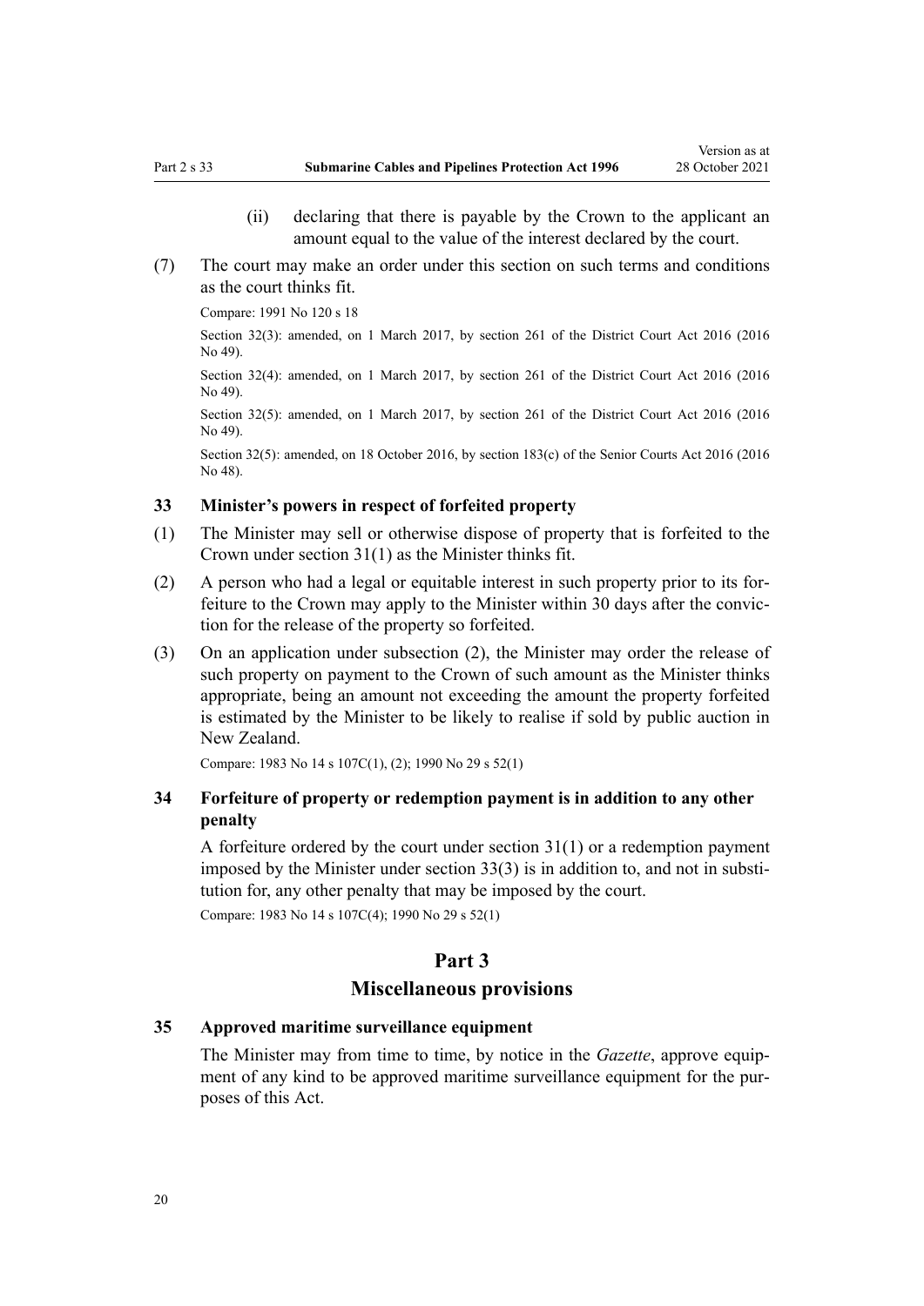(ii) declaring that there is payable by the Crown to the applicant an amount equal to the value of the interest declared by the court.

(7) The court may make an order under this section on such terms and conditions as the court thinks fit.

Compare: 1991 No 120 s 18

Section 32(3): amended, on 1 March 2017, by section 261 of the District Court Act 2016 (2016 No 49).

Section 32(4): amended, on 1 March 2017, by section 261 of the District Court Act 2016 (2016 No 49).

Section 32(5): amended, on 1 March 2017, by section 261 of the District Court Act 2016 (2016 No 49).

Section 32(5): amended, on 18 October 2016, by section 183(c) of the Senior Courts Act 2016 (2016 No 48).

### 33 Minister's powers in respect of forfeited property

(1) The Minister may sell or otherwise dispose of property that is forfeited to the Crown under section 31(1) as the Minister thinks fit.

(2) A person who had a legal or equitable interest in such property prior to its forfeiture to the Crown may apply to the Minister within 30 days after the conviction for the release of the property so forfeited.

(3) On an application under subsection (2), the Minister may order the release of such property on payment to the Crown of such amount as the Minister thinks appropriate, being an amount not exceeding the amount the property forfeited is estimated by the Minister to be likely to realise if sold by public auction in New Zealand.

Compare: 1983 No 14 s 107C(1), (2); 1990 No 29 s 52(1)

### 34 Forfeiture of property or redemption payment is in addition to any other penalty

A forfeiture ordered by the court under section 31(1) or a redemption payment imposed by the Minister under section 33(3) is in addition to, and not in substitution for, any other penalty that may be imposed by the court.

Compare: 1983 No 14 s 107C(4); 1990 No 29 s 52(1)

## Part 3
## Miscellaneous provisions

### 35 Approved maritime surveillance equipment

The Minister may from time to time, by notice in the *Gazette*, approve equipment of any kind to be approved maritime surveillance equipment for the purposes of this Act.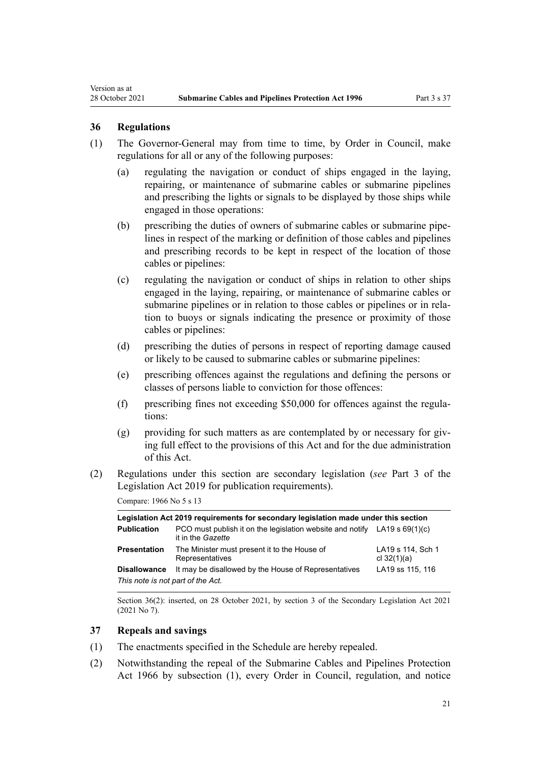### 36 Regulations

(1) The Governor-General may from time to time, by Order in Council, make regulations for all or any of the following purposes:

(a) regulating the navigation or conduct of ships engaged in the laying, repairing, or maintenance of submarine cables or submarine pipelines and prescribing the lights or signals to be displayed by those ships while engaged in those operations:

(b) prescribing the duties of owners of submarine cables or submarine pipelines in respect of the marking or definition of those cables and pipelines and prescribing records to be kept in respect of the location of those cables or pipelines:

(c) regulating the navigation or conduct of ships in relation to other ships engaged in the laying, repairing, or maintenance of submarine cables or submarine pipelines or in relation to those cables or pipelines or in relation to buoys or signals indicating the presence or proximity of those cables or pipelines:

(d) prescribing the duties of persons in respect of reporting damage caused or likely to be caused to submarine cables or submarine pipelines:

(e) prescribing offences against the regulations and defining the persons or classes of persons liable to conviction for those offences:

(f) prescribing fines not exceeding $50,000 for offences against the regulations:

(g) providing for such matters as are contemplated by or necessary for giving full effect to the provisions of this Act and for the due administration of this Act.

(2) Regulations under this section are secondary legislation (*see* Part 3 of the Legislation Act 2019 for publication requirements).

Compare: 1966 No 5 s 13

| **Legislation Act 2019 requirements for secondary legislation made under this section** | | |
|---|---|---|
| **Publication** | PCO must publish it on the legislation website and notify it in the *Gazette* | LA19 s 69(1)(c) |
| **Presentation** | The Minister must present it to the House of Representatives | LA19 s 114, Sch 1 cl 32(1)(a) |
| **Disallowance** | It may be disallowed by the House of Representatives | LA19 ss 115, 116 |

*This note is not part of the Act.*

Section 36(2): inserted, on 28 October 2021, by section 3 of the Secondary Legislation Act 2021 (2021 No 7).

### 37 Repeals and savings

(1) The enactments specified in the Schedule are hereby repealed.

(2) Notwithstanding the repeal of the Submarine Cables and Pipelines Protection Act 1966 by subsection (1), every Order in Council, regulation, and notice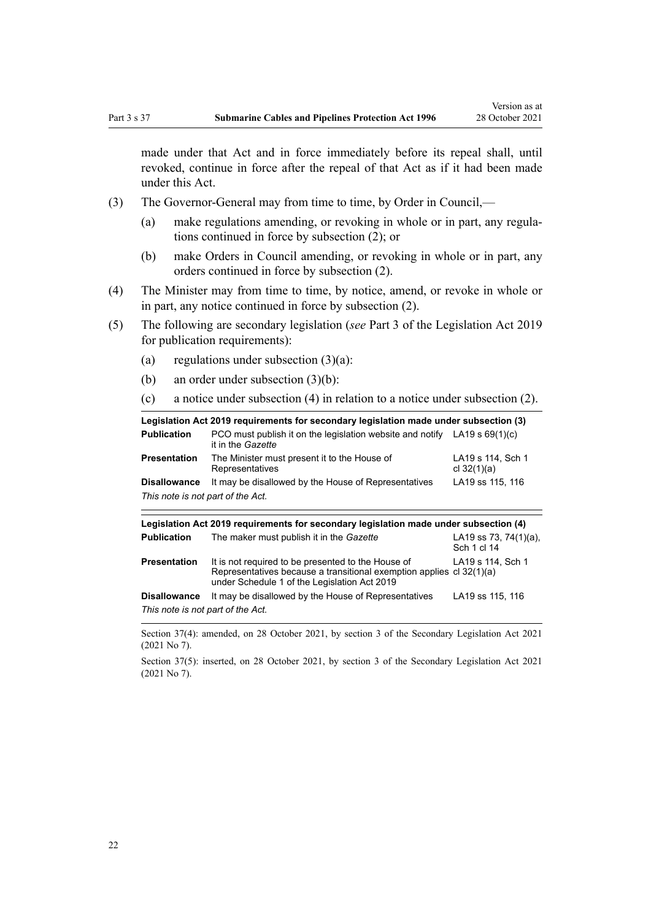made under that Act and in force immediately before its repeal shall, until revoked, continue in force after the repeal of that Act as if it had been made under this Act.

(3) The Governor-General may from time to time, by Order in Council,—

(a) make regulations amending, or revoking in whole or in part, any regulations continued in force by subsection (2); or

(b) make Orders in Council amending, or revoking in whole or in part, any orders continued in force by subsection (2).

(4) The Minister may from time to time, by notice, amend, or revoke in whole or in part, any notice continued in force by subsection (2).

(5) The following are secondary legislation (*see* Part 3 of the Legislation Act 2019 for publication requirements):

(a) regulations under subsection (3)(a):

(b) an order under subsection (3)(b):

(c) a notice under subsection (4) in relation to a notice under subsection (2).

| Legislation Act 2019 requirements for secondary legislation made under subsection (3) | | |
|---|---|---|
| **Publication** | PCO must publish it on the legislation website and notify it in the *Gazette* | LA19 s 69(1)(c) |
| **Presentation** | The Minister must present it to the House of Representatives | LA19 s 114, Sch 1 cl 32(1)(a) |
| **Disallowance** | It may be disallowed by the House of Representatives | LA19 ss 115, 116 |
| *This note is not part of the Act.* | | |

| Legislation Act 2019 requirements for secondary legislation made under subsection (4) | | |
|---|---|---|
| **Publication** | The maker must publish it in the *Gazette* | LA19 ss 73, 74(1)(a), Sch 1 cl 14 |
| **Presentation** | It is not required to be presented to the House of Representatives because a transitional exemption applies under Schedule 1 of the Legislation Act 2019 | LA19 s 114, Sch 1 cl 32(1)(a) |
| **Disallowance** | It may be disallowed by the House of Representatives | LA19 ss 115, 116 |
| *This note is not part of the Act.* | | |

Section 37(4): amended, on 28 October 2021, by section 3 of the Secondary Legislation Act 2021 (2021 No 7).

Section 37(5): inserted, on 28 October 2021, by section 3 of the Secondary Legislation Act 2021 (2021 No 7).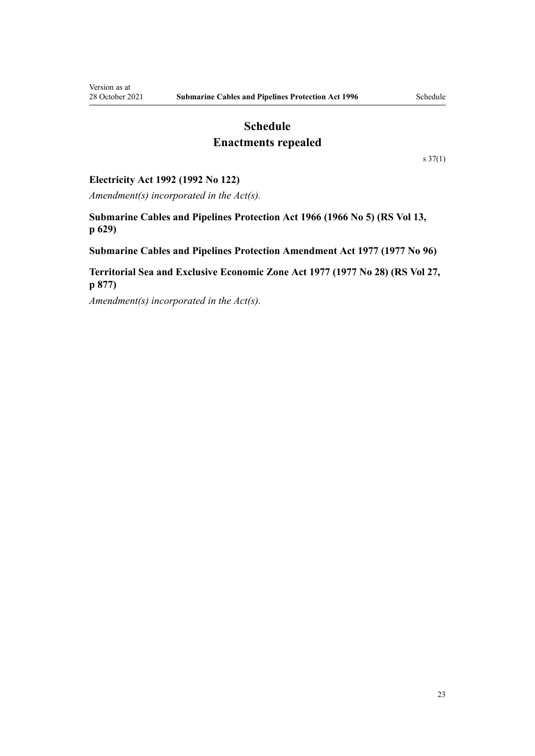# Schedule
# Enactments repealed

s 37(1)

**Electricity Act 1992 (1992 No 122)**

*Amendment(s) incorporated in the Act(s).*

**Submarine Cables and Pipelines Protection Act 1966 (1966 No 5) (RS Vol 13, p 629)**

**Submarine Cables and Pipelines Protection Amendment Act 1977 (1977 No 96)**

**Territorial Sea and Exclusive Economic Zone Act 1977 (1977 No 28) (RS Vol 27, p 877)**

*Amendment(s) incorporated in the Act(s).*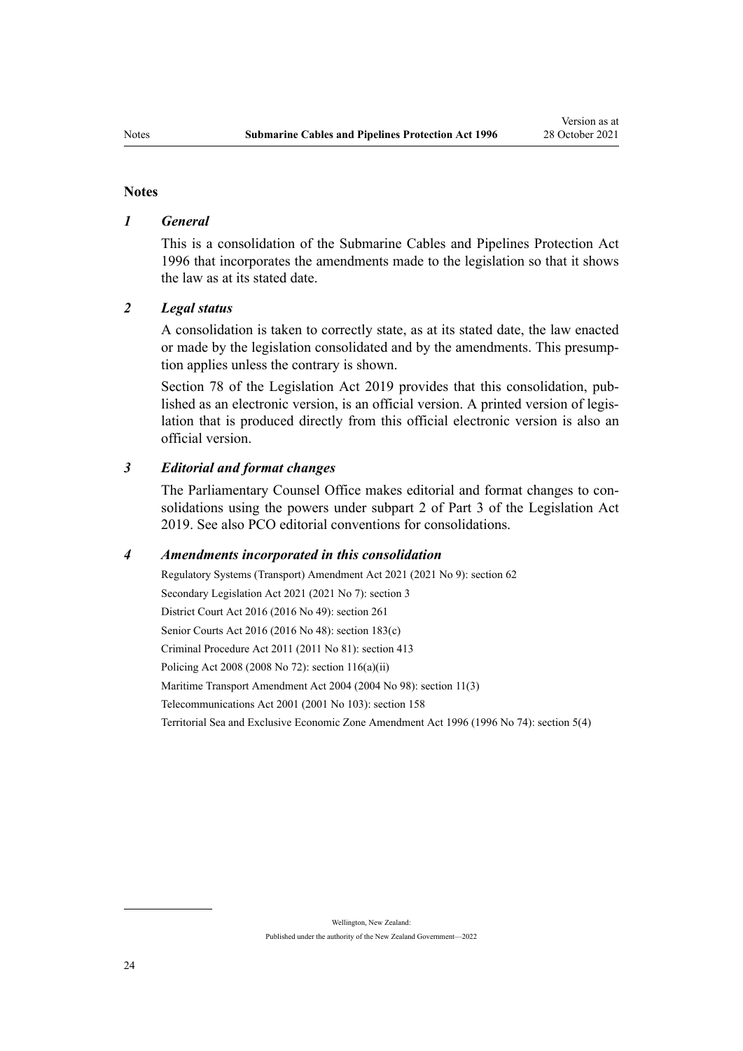## Notes

### *1 General*

This is a consolidation of the Submarine Cables and Pipelines Protection Act 1996 that incorporates the amendments made to the legislation so that it shows the law as at its stated date.

### *2 Legal status*

A consolidation is taken to correctly state, as at its stated date, the law enacted or made by the legislation consolidated and by the amendments. This presumption applies unless the contrary is shown.

Section 78 of the Legislation Act 2019 provides that this consolidation, published as an electronic version, is an official version. A printed version of legislation that is produced directly from this official electronic version is also an official version.

### *3 Editorial and format changes*

The Parliamentary Counsel Office makes editorial and format changes to consolidations using the powers under subpart 2 of Part 3 of the Legislation Act 2019. See also PCO editorial conventions for consolidations.

### *4 Amendments incorporated in this consolidation*

Regulatory Systems (Transport) Amendment Act 2021 (2021 No 9): section 62

Secondary Legislation Act 2021 (2021 No 7): section 3

District Court Act 2016 (2016 No 49): section 261

Senior Courts Act 2016 (2016 No 48): section 183(c)

Criminal Procedure Act 2011 (2011 No 81): section 413

Policing Act 2008 (2008 No 72): section 116(a)(ii)

Maritime Transport Amendment Act 2004 (2004 No 98): section 11(3)

Telecommunications Act 2001 (2001 No 103): section 158

Territorial Sea and Exclusive Economic Zone Amendment Act 1996 (1996 No 74): section 5(4)

Wellington, New Zealand:

Published under the authority of the New Zealand Government—2022